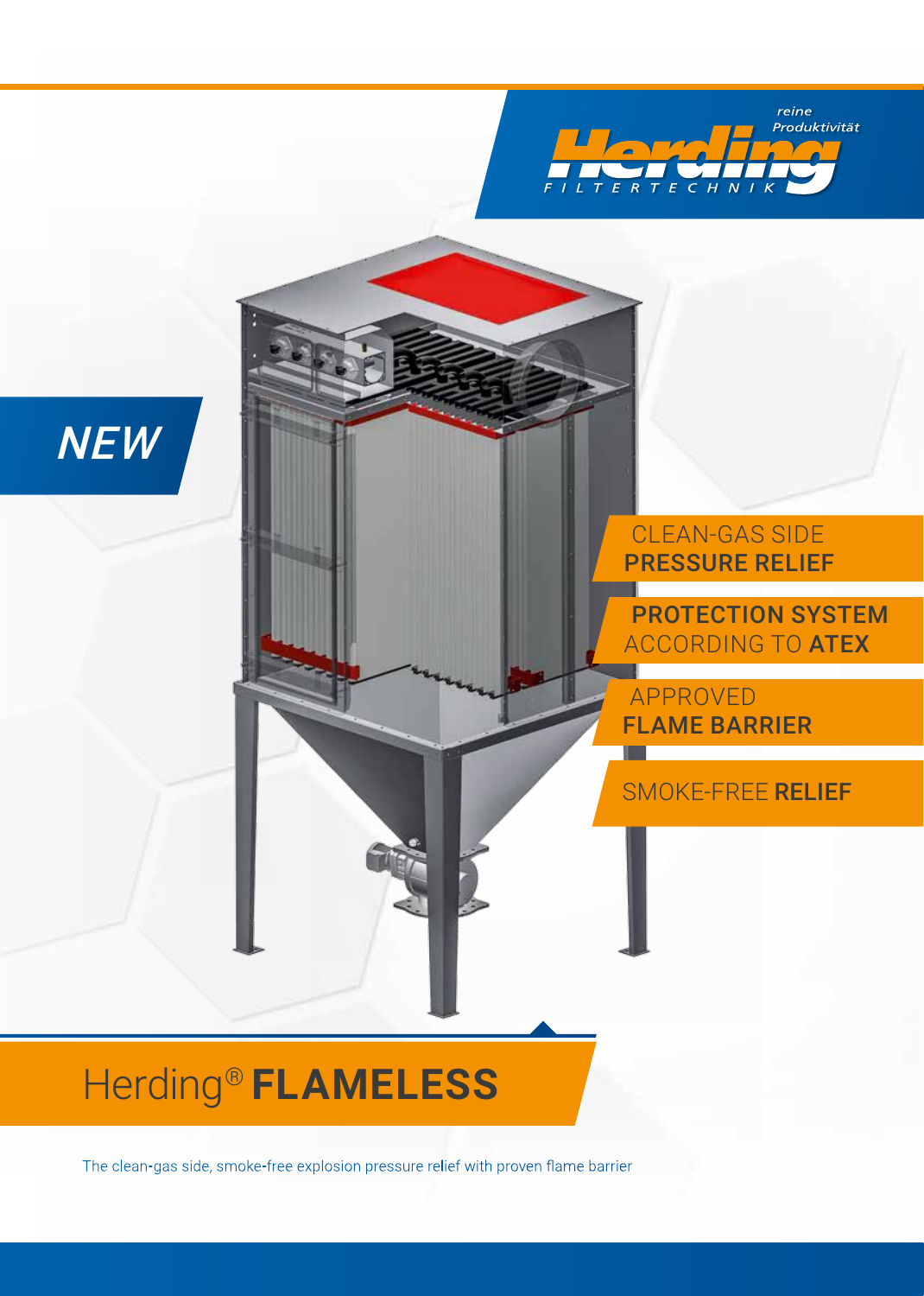reine Produktivität

Herding FILTERTECHNIK

NEW

CLEAN-GAS SIDE **PRESSURE RELIEF**

**PROTECTION SYSTEM** ACCORDING TO **ATEX**

APPROVED **FLAME BARRIER**

SMOKE-FREE **RELIEF**

# Herding® **FLAMELESS**

The clean-gas side, smoke-free explosion pressure relief with proven flame barrier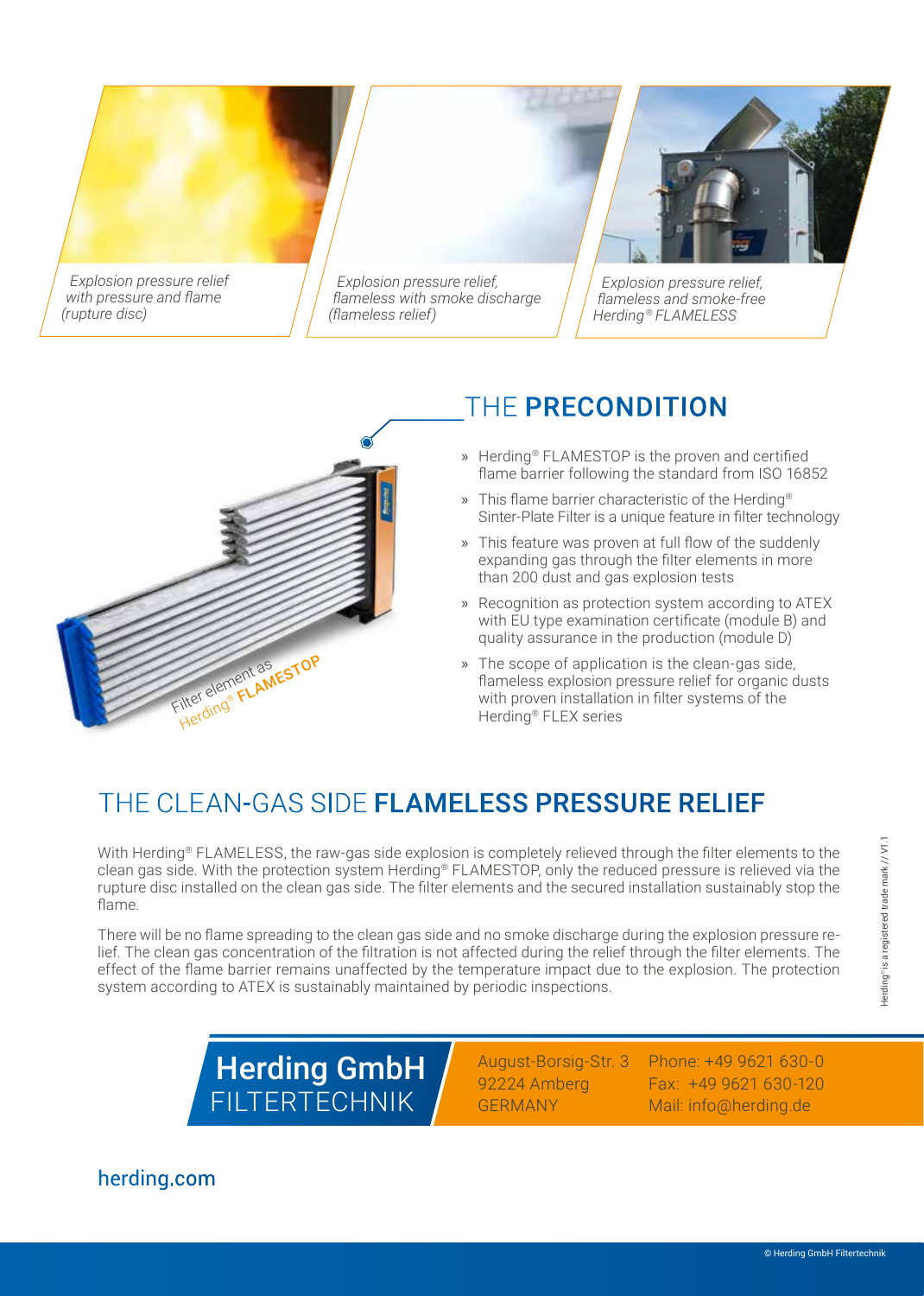*Explosion pressure relief with pressure and flame (rupture disc)*

*Explosion pressure relief, flameless with smoke discharge (flameless relief)*

*Explosion pressure relief, flameless and smoke-free Herding® FLAMELESS*

Filter element as Herding® **FLAMESTOP**

## THE **PRECONDITION**

- Herding® FLAMESTOP is the proven and certified flame barrier following the standard from ISO 16852
- This flame barrier characteristic of the Herding® Sinter-Plate Filter is a unique feature in filter technology
- This feature was proven at full flow of the suddenly expanding gas through the filter elements in more than 200 dust and gas explosion tests
- Recognition as protection system according to ATEX with EU type examination certificate (module B) and quality assurance in the production (module D)
- The scope of application is the clean-gas side, flameless explosion pressure relief for organic dusts with proven installation in filter systems of the Herding® FLEX series

## THE CLEAN-GAS SIDE **FLAMELESS PRESSURE RELIEF**

With Herding® FLAMELESS, the raw-gas side explosion is completely relieved through the filter elements to the clean gas side. With the protection system Herding® FLAMESTOP, only the reduced pressure is relieved via the rupture disc installed on the clean gas side. The filter elements and the secured installation sustainably stop the flame.

There will be no flame spreading to the clean gas side and no smoke discharge during the explosion pressure relief. The clean gas concentration of the filtration is not affected during the relief through the filter elements. The effect of the flame barrier remains unaffected by the temperature impact due to the explosion. The protection system according to ATEX is sustainably maintained by periodic inspections.

Herding® is a registered trade mark / / V1.1

**Herding GmbH**
FILTERTECHNIK

August-Borsig-Str. 3
92224 Amberg
GERMANY

Phone: +49 9621 630-0
Fax: +49 9621 630-120
Mail: info@herding.de

herding.com

© Herding GmbH Filtertechnik